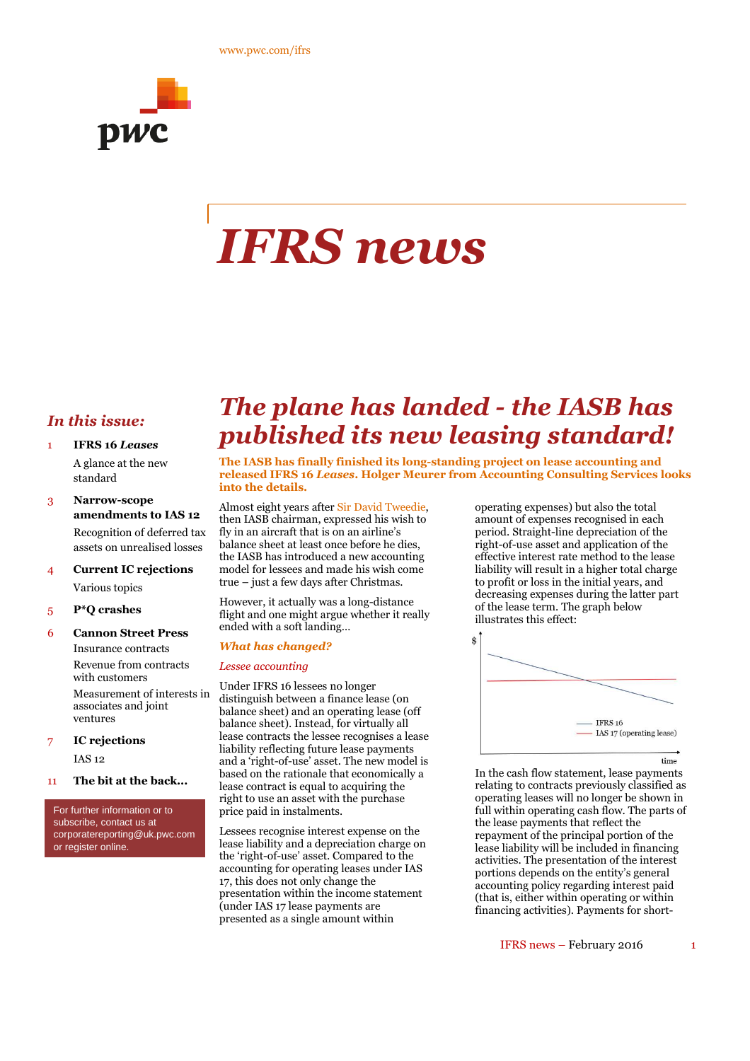www.pwc.com/ifrs

# *IFRS news*

## *In this issue:*

1 **IFRS 16 *Leases***
A glance at the new standard

3 **Narrow-scope amendments to IAS 12**
Recognition of deferred tax assets on unrealised losses

4 **Current IC rejections**
Various topics

5 **P*Q crashes**

6 **Cannon Street Press**
Insurance contracts
Revenue from contracts with customers
Measurement of interests in associates and joint ventures

7 **IC rejections**
IAS 12

11 **The bit at the back...**

For further information or to subscribe, contact us at corporatereporting@uk.pwc.com or register online.

## *The plane has landed - the IASB has published its new leasing standard!*

**The IASB has finally finished its long-standing project on lease accounting and released IFRS 16 *Leases*. Holger Meurer from Accounting Consulting Services looks into the details.**

Almost eight years after Sir David Tweedie, then IASB chairman, expressed his wish to fly in an aircraft that is on an airline's balance sheet at least once before he dies, the IASB has introduced a new accounting model for lessees and made his wish come true – just a few days after Christmas.

However, it actually was a long-distance flight and one might argue whether it really ended with a soft landing...

### *What has changed?*

*Lessee accounting*

Under IFRS 16 lessees no longer distinguish between a finance lease (on balance sheet) and an operating lease (off balance sheet). Instead, for virtually all lease contracts the lessee recognises a lease liability reflecting future lease payments and a 'right-of-use' asset. The new model is based on the rationale that economically a lease contract is equal to acquiring the right to use an asset with the purchase price paid in instalments.

Lessees recognise interest expense on the lease liability and a depreciation charge on the 'right-of-use' asset. Compared to the accounting for operating leases under IAS 17, this does not only change the presentation within the income statement (under IAS 17 lease payments are presented as a single amount within operating expenses) but also the total amount of expenses recognised in each period. Straight-line depreciation of the right-of-use asset and application of the effective interest rate method to the lease liability will result in a higher total charge to profit or loss in the initial years, and decreasing expenses during the latter part of the lease term. The graph below illustrates this effect:

[Graph: $ (vertical axis) against time (horizontal axis); legend: IFRS 16 (declining line), IAS 17 (operating lease) (flat line)]

In the cash flow statement, lease payments relating to contracts previously classified as operating leases will no longer be shown in full within operating cash flow. The parts of the lease payments that reflect the repayment of the principal portion of the lease liability will be included in financing activities. The presentation of the interest portions depends on the entity's general accounting policy regarding interest paid (that is, either within operating or within financing activities). Payments for short-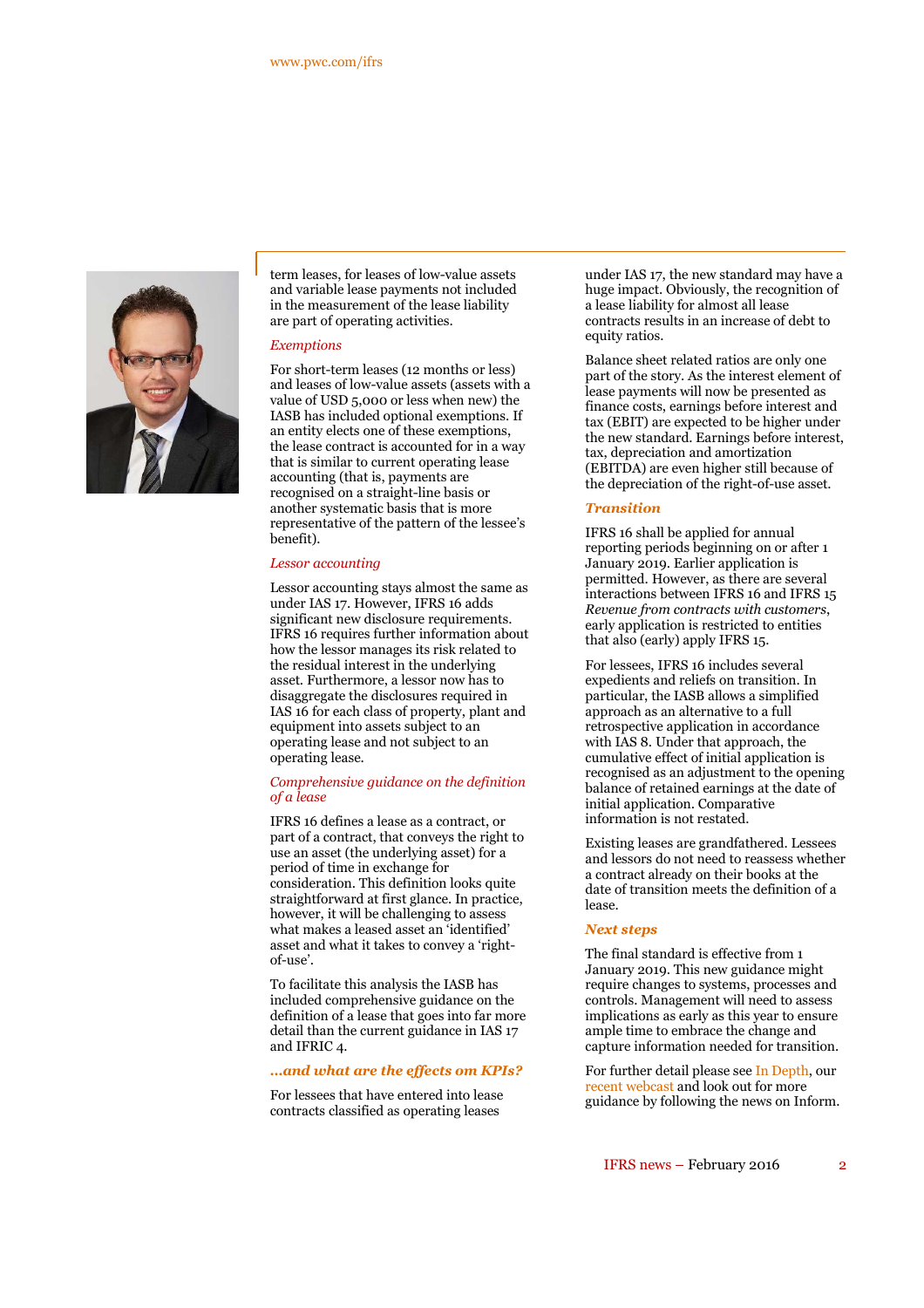term leases, for leases of low-value assets and variable lease payments not included in the measurement of the lease liability are part of operating activities.

### *Exemptions*

For short-term leases (12 months or less) and leases of low-value assets (assets with a value of USD 5,000 or less when new) the IASB has included optional exemptions. If an entity elects one of these exemptions, the lease contract is accounted for in a way that is similar to current operating lease accounting (that is, payments are recognised on a straight-line basis or another systematic basis that is more representative of the pattern of the lessee's benefit).

### *Lessor accounting*

Lessor accounting stays almost the same as under IAS 17. However, IFRS 16 adds significant new disclosure requirements. IFRS 16 requires further information about how the lessor manages its risk related to the residual interest in the underlying asset. Furthermore, a lessor now has to disaggregate the disclosures required in IAS 16 for each class of property, plant and equipment into assets subject to an operating lease and not subject to an operating lease.

### *Comprehensive guidance on the definition of a lease*

IFRS 16 defines a lease as a contract, or part of a contract, that conveys the right to use an asset (the underlying asset) for a period of time in exchange for consideration. This definition looks quite straightforward at first glance. In practice, however, it will be challenging to assess what makes a leased asset an 'identified' asset and what it takes to convey a 'right-of-use'.

To facilitate this analysis the IASB has included comprehensive guidance on the definition of a lease that goes into far more detail than the current guidance in IAS 17 and IFRIC 4.

## ***…and what are the effects om KPIs?***

For lessees that have entered into lease contracts classified as operating leases under IAS 17, the new standard may have a huge impact. Obviously, the recognition of a lease liability for almost all lease contracts results in an increase of debt to equity ratios.

Balance sheet related ratios are only one part of the story. As the interest element of lease payments will now be presented as finance costs, earnings before interest and tax (EBIT) are expected to be higher under the new standard. Earnings before interest, tax, depreciation and amortization (EBITDA) are even higher still because of the depreciation of the right-of-use asset.

## ***Transition***

IFRS 16 shall be applied for annual reporting periods beginning on or after 1 January 2019. Earlier application is permitted. However, as there are several interactions between IFRS 16 and IFRS 15 *Revenue from contracts with customers*, early application is restricted to entities that also (early) apply IFRS 15.

For lessees, IFRS 16 includes several expedients and reliefs on transition. In particular, the IASB allows a simplified approach as an alternative to a full retrospective application in accordance with IAS 8. Under that approach, the cumulative effect of initial application is recognised as an adjustment to the opening balance of retained earnings at the date of initial application. Comparative information is not restated.

Existing leases are grandfathered. Lessees and lessors do not need to reassess whether a contract already on their books at the date of transition meets the definition of a lease.

## ***Next steps***

The final standard is effective from 1 January 2019. This new guidance might require changes to systems, processes and controls. Management will need to assess implications as early as this year to ensure ample time to embrace the change and capture information needed for transition.

For further detail please see In Depth, our recent webcast and look out for more guidance by following the news on Inform.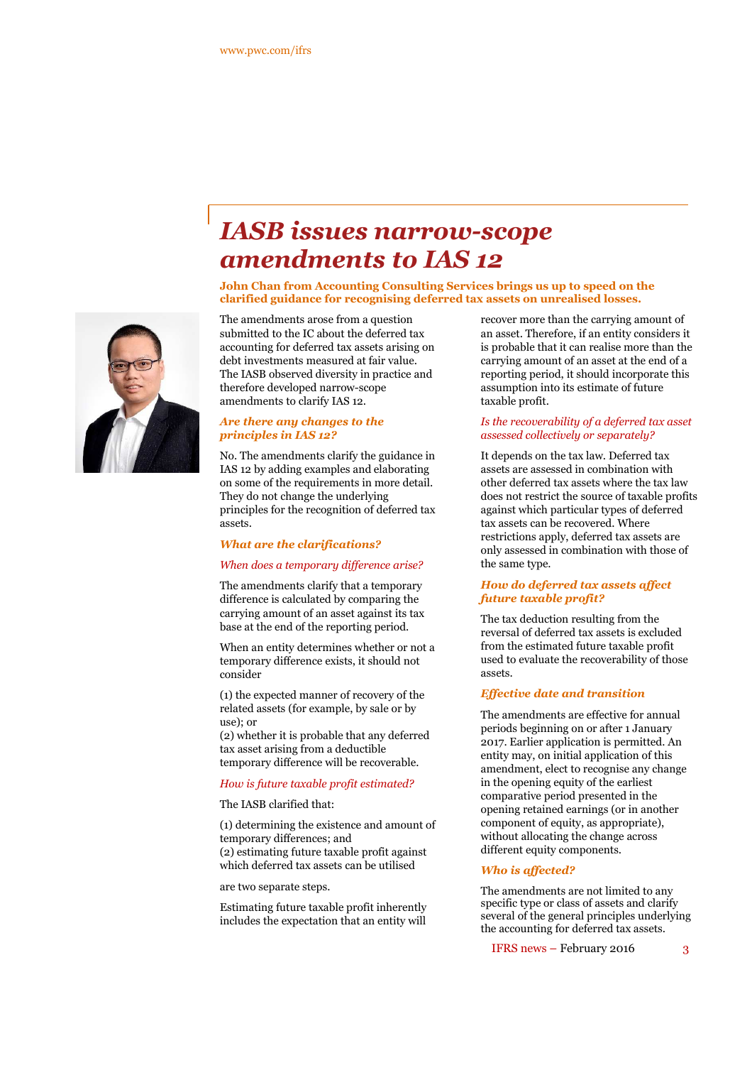# IASB issues narrow-scope amendments to IAS 12

**John Chan from Accounting Consulting Services brings us up to speed on the clarified guidance for recognising deferred tax assets on unrealised losses.**

The amendments arose from a question submitted to the IC about the deferred tax accounting for deferred tax assets arising on debt investments measured at fair value. The IASB observed diversity in practice and therefore developed narrow-scope amendments to clarify IAS 12.

### *Are there any changes to the principles in IAS 12?*

No. The amendments clarify the guidance in IAS 12 by adding examples and elaborating on some of the requirements in more detail. They do not change the underlying principles for the recognition of deferred tax assets.

### *What are the clarifications?*

*When does a temporary difference arise?*

The amendments clarify that a temporary difference is calculated by comparing the carrying amount of an asset against its tax base at the end of the reporting period.

When an entity determines whether or not a temporary difference exists, it should not consider

(1) the expected manner of recovery of the related assets (for example, by sale or by use); or
(2) whether it is probable that any deferred tax asset arising from a deductible temporary difference will be recoverable.

*How is future taxable profit estimated?*

The IASB clarified that:

(1) determining the existence and amount of temporary differences; and
(2) estimating future taxable profit against which deferred tax assets can be utilised

are two separate steps.

Estimating future taxable profit inherently includes the expectation that an entity will recover more than the carrying amount of an asset. Therefore, if an entity considers it is probable that it can realise more than the carrying amount of an asset at the end of a reporting period, it should incorporate this assumption into its estimate of future taxable profit.

*Is the recoverability of a deferred tax asset assessed collectively or separately?*

It depends on the tax law. Deferred tax assets are assessed in combination with other deferred tax assets where the tax law does not restrict the source of taxable profits against which particular types of deferred tax assets can be recovered. Where restrictions apply, deferred tax assets are only assessed in combination with those of the same type.

### *How do deferred tax assets affect future taxable profit?*

The tax deduction resulting from the reversal of deferred tax assets is excluded from the estimated future taxable profit used to evaluate the recoverability of those assets.

### *Effective date and transition*

The amendments are effective for annual periods beginning on or after 1 January 2017. Earlier application is permitted. An entity may, on initial application of this amendment, elect to recognise any change in the opening equity of the earliest comparative period presented in the opening retained earnings (or in another component of equity, as appropriate), without allocating the change across different equity components.

### *Who is affected?*

The amendments are not limited to any specific type or class of assets and clarify several of the general principles underlying the accounting for deferred tax assets.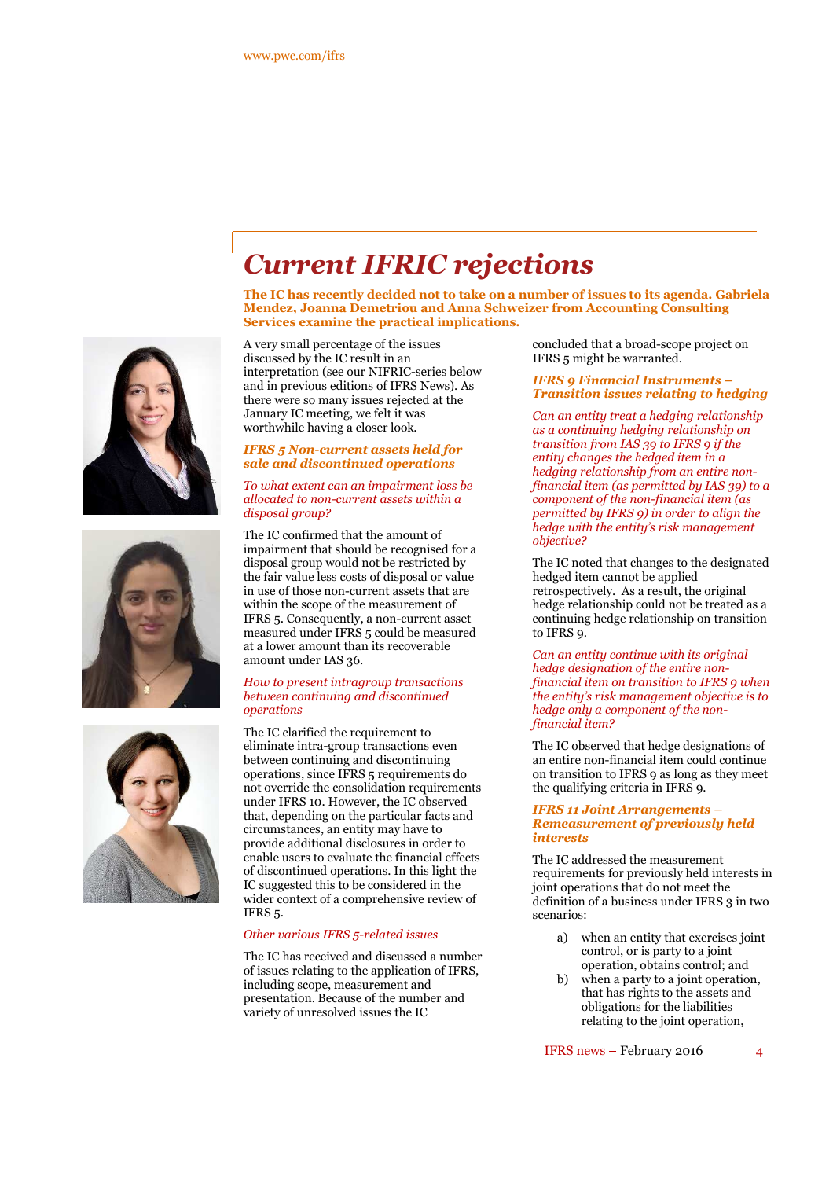# Current IFRIC rejections

**The IC has recently decided not to take on a number of issues to its agenda. Gabriela Mendez, Joanna Demetriou and Anna Schweizer from Accounting Consulting Services examine the practical implications.**

A very small percentage of the issues discussed by the IC result in an interpretation (see our NIFRIC-series below and in previous editions of IFRS News). As there were so many issues rejected at the January IC meeting, we felt it was worthwhile having a closer look.

### *IFRS 5 Non-current assets held for sale and discontinued operations*

*To what extent can an impairment loss be allocated to non-current assets within a disposal group?*

The IC confirmed that the amount of impairment that should be recognised for a disposal group would not be restricted by the fair value less costs of disposal or value in use of those non-current assets that are within the scope of the measurement of IFRS 5. Consequently, a non-current asset measured under IFRS 5 could be measured at a lower amount than its recoverable amount under IAS 36.

*How to present intragroup transactions between continuing and discontinued operations*

The IC clarified the requirement to eliminate intra-group transactions even between continuing and discontinuing operations, since IFRS 5 requirements do not override the consolidation requirements under IFRS 10. However, the IC observed that, depending on the particular facts and circumstances, an entity may have to provide additional disclosures in order to enable users to evaluate the financial effects of discontinued operations. In this light the IC suggested this to be considered in the wider context of a comprehensive review of IFRS 5.

*Other various IFRS 5-related issues*

The IC has received and discussed a number of issues relating to the application of IFRS, including scope, measurement and presentation. Because of the number and variety of unresolved issues the IC concluded that a broad-scope project on IFRS 5 might be warranted.

### *IFRS 9 Financial Instruments – Transition issues relating to hedging*

*Can an entity treat a hedging relationship as a continuing hedging relationship on transition from IAS 39 to IFRS 9 if the entity changes the hedged item in a hedging relationship from an entire non-financial item (as permitted by IAS 39) to a component of the non-financial item (as permitted by IFRS 9) in order to align the hedge with the entity's risk management objective?*

The IC noted that changes to the designated hedged item cannot be applied retrospectively. As a result, the original hedge relationship could not be treated as a continuing hedge relationship on transition to IFRS 9.

*Can an entity continue with its original hedge designation of the entire non-financial item on transition to IFRS 9 when the entity's risk management objective is to hedge only a component of the non-financial item?*

The IC observed that hedge designations of an entire non-financial item could continue on transition to IFRS 9 as long as they meet the qualifying criteria in IFRS 9.

### *IFRS 11 Joint Arrangements – Remeasurement of previously held interests*

The IC addressed the measurement requirements for previously held interests in joint operations that do not meet the definition of a business under IFRS 3 in two scenarios:

a) when an entity that exercises joint control, or is party to a joint operation, obtains control; and
b) when a party to a joint operation, that has rights to the assets and obligations for the liabilities relating to the joint operation,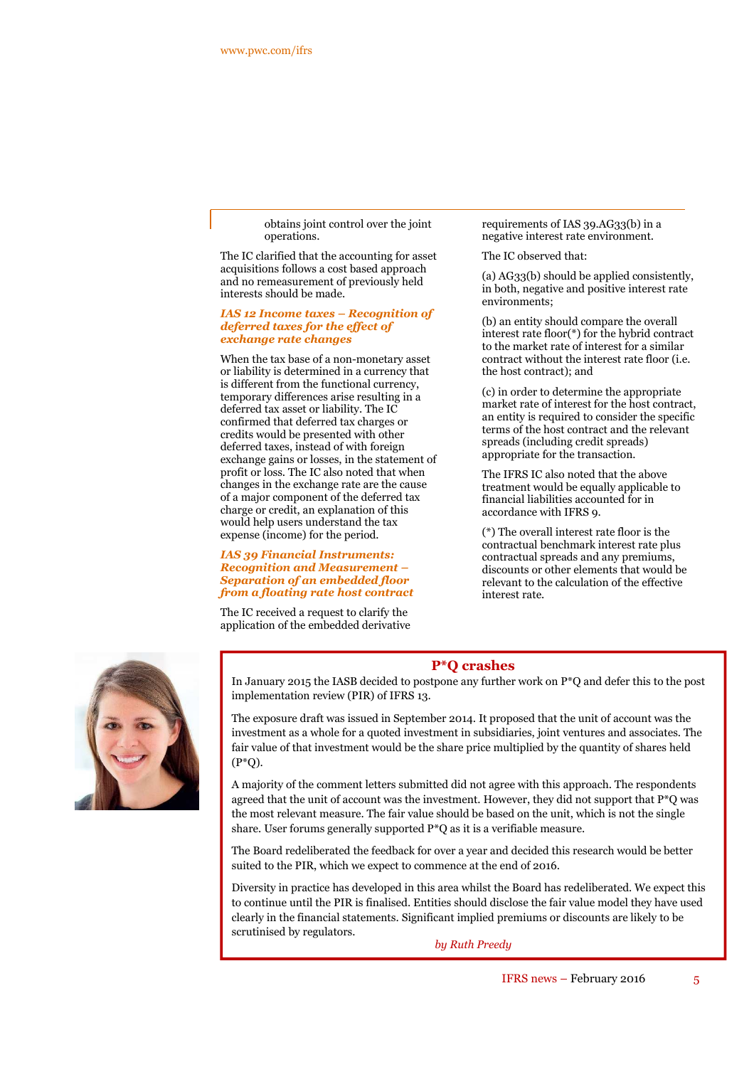obtains joint control over the joint operations.

The IC clarified that the accounting for asset acquisitions follows a cost based approach and no remeasurement of previously held interests should be made.

### *IAS 12 Income taxes – Recognition of deferred taxes for the effect of exchange rate changes*

When the tax base of a non-monetary asset or liability is determined in a currency that is different from the functional currency, temporary differences arise resulting in a deferred tax asset or liability. The IC confirmed that deferred tax charges or credits would be presented with other deferred taxes, instead of with foreign exchange gains or losses, in the statement of profit or loss. The IC also noted that when changes in the exchange rate are the cause of a major component of the deferred tax charge or credit, an explanation of this would help users understand the tax expense (income) for the period.

### *IAS 39 Financial Instruments: Recognition and Measurement – Separation of an embedded floor from a floating rate host contract*

The IC received a request to clarify the application of the embedded derivative requirements of IAS 39.AG33(b) in a negative interest rate environment.

The IC observed that:

(a) AG33(b) should be applied consistently, in both, negative and positive interest rate environments;

(b) an entity should compare the overall interest rate floor(*) for the hybrid contract to the market rate of interest for a similar contract without the interest rate floor (i.e. the host contract); and

(c) in order to determine the appropriate market rate of interest for the host contract, an entity is required to consider the specific terms of the host contract and the relevant spreads (including credit spreads) appropriate for the transaction.

The IFRS IC also noted that the above treatment would be equally applicable to financial liabilities accounted for in accordance with IFRS 9.

(*) The overall interest rate floor is the contractual benchmark interest rate plus contractual spreads and any premiums, discounts or other elements that would be relevant to the calculation of the effective interest rate.

## P*Q crashes

In January 2015 the IASB decided to postpone any further work on P*Q and defer this to the post implementation review (PIR) of IFRS 13.

The exposure draft was issued in September 2014. It proposed that the unit of account was the investment as a whole for a quoted investment in subsidiaries, joint ventures and associates. The fair value of that investment would be the share price multiplied by the quantity of shares held (P*Q).

A majority of the comment letters submitted did not agree with this approach. The respondents agreed that the unit of account was the investment. However, they did not support that P*Q was the most relevant measure. The fair value should be based on the unit, which is not the single share. User forums generally supported P*Q as it is a verifiable measure.

The Board redeliberated the feedback for over a year and decided this research would be better suited to the PIR, which we expect to commence at the end of 2016.

Diversity in practice has developed in this area whilst the Board has redeliberated. We expect this to continue until the PIR is finalised. Entities should disclose the fair value model they have used clearly in the financial statements. Significant implied premiums or discounts are likely to be scrutinised by regulators.

*by Ruth Preedy*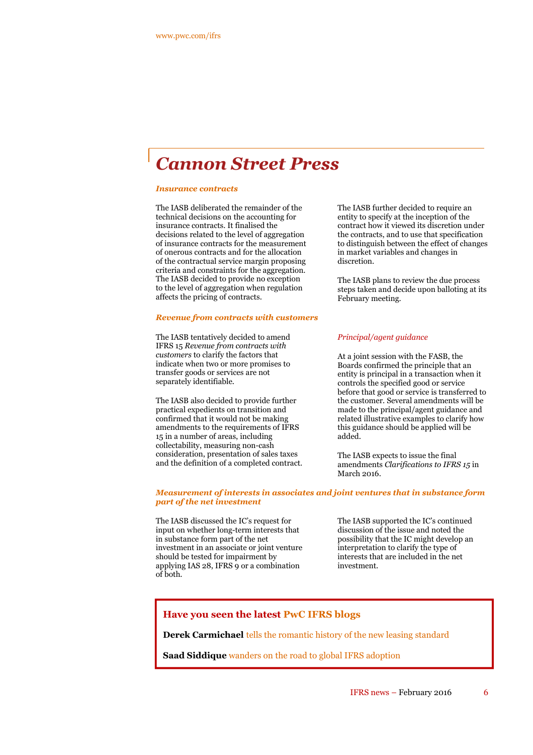# Cannon Street Press

### *Insurance contracts*

The IASB deliberated the remainder of the technical decisions on the accounting for insurance contracts. It finalised the decisions related to the level of aggregation of insurance contracts for the measurement of onerous contracts and for the allocation of the contractual service margin proposing criteria and constraints for the aggregation. The IASB decided to provide no exception to the level of aggregation when regulation affects the pricing of contracts.

The IASB further decided to require an entity to specify at the inception of the contract how it viewed its discretion under the contracts, and to use that specification to distinguish between the effect of changes in market variables and changes in discretion.

The IASB plans to review the due process steps taken and decide upon balloting at its February meeting.

### *Revenue from contracts with customers*

The IASB tentatively decided to amend IFRS 15 *Revenue from contracts with customers* to clarify the factors that indicate when two or more promises to transfer goods or services are not separately identifiable.

The IASB also decided to provide further practical expedients on transition and confirmed that it would not be making amendments to the requirements of IFRS 15 in a number of areas, including collectability, measuring non-cash consideration, presentation of sales taxes and the definition of a completed contract.

### *Principal/agent guidance*

At a joint session with the FASB, the Boards confirmed the principle that an entity is principal in a transaction when it controls the specified good or service before that good or service is transferred to the customer. Several amendments will be made to the principal/agent guidance and related illustrative examples to clarify how this guidance should be applied will be added.

The IASB expects to issue the final amendments *Clarifications to IFRS 15* in March 2016.

### *Measurement of interests in associates and joint ventures that in substance form part of the net investment*

The IASB discussed the IC's request for input on whether long-term interests that in substance form part of the net investment in an associate or joint venture should be tested for impairment by applying IAS 28, IFRS 9 or a combination of both.

The IASB supported the IC's continued discussion of the issue and noted the possibility that the IC might develop an interpretation to clarify the type of interests that are included in the net investment.

---

**Have you seen the latest PwC IFRS blogs**

**Derek Carmichael** tells the romantic history of the new leasing standard

**Saad Siddique** wanders on the road to global IFRS adoption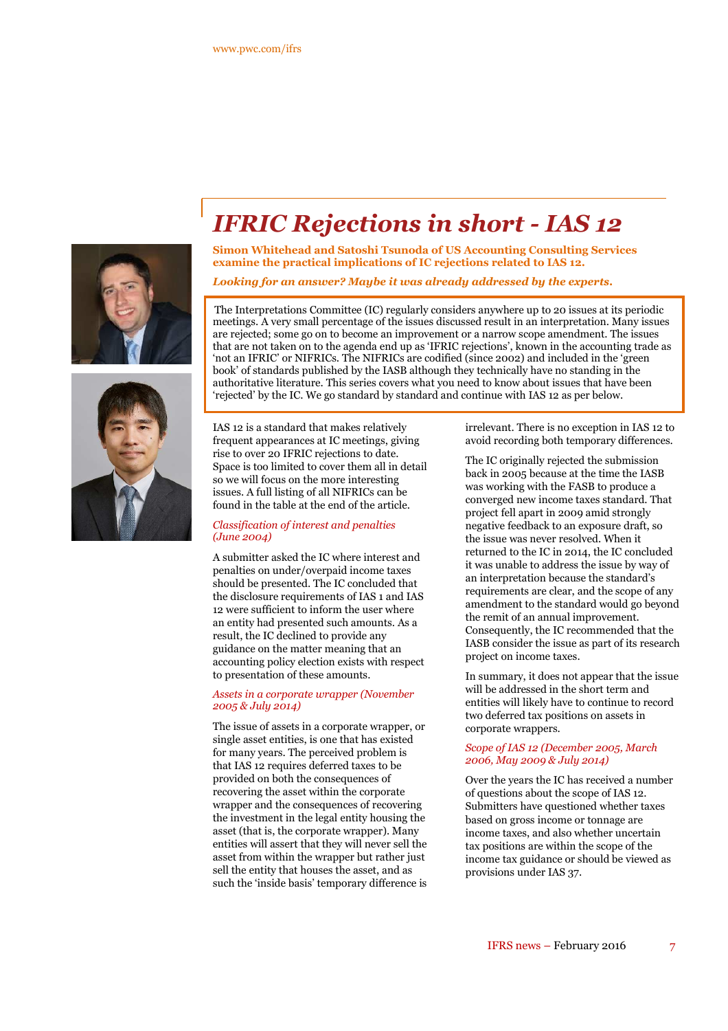# IFRIC Rejections in short - IAS 12

**Simon Whitehead and Satoshi Tsunoda of US Accounting Consulting Services examine the practical implications of IC rejections related to IAS 12.**

***Looking for an answer? Maybe it was already addressed by the experts.***

The Interpretations Committee (IC) regularly considers anywhere up to 20 issues at its periodic meetings. A very small percentage of the issues discussed result in an interpretation. Many issues are rejected; some go on to become an improvement or a narrow scope amendment. The issues that are not taken on to the agenda end up as 'IFRIC rejections', known in the accounting trade as 'not an IFRIC' or NIFRICs. The NIFRICs are codified (since 2002) and included in the 'green book' of standards published by the IASB although they technically have no standing in the authoritative literature. This series covers what you need to know about issues that have been 'rejected' by the IC. We go standard by standard and continue with IAS 12 as per below.

IAS 12 is a standard that makes relatively frequent appearances at IC meetings, giving rise to over 20 IFRIC rejections to date. Space is too limited to cover them all in detail so we will focus on the more interesting issues. A full listing of all NIFRICs can be found in the table at the end of the article.

*Classification of interest and penalties (June 2004)*

A submitter asked the IC where interest and penalties on under/overpaid income taxes should be presented. The IC concluded that the disclosure requirements of IAS 1 and IAS 12 were sufficient to inform the user where an entity had presented such amounts. As a result, the IC declined to provide any guidance on the matter meaning that an accounting policy election exists with respect to presentation of these amounts.

*Assets in a corporate wrapper (November 2005 & July 2014)*

The issue of assets in a corporate wrapper, or single asset entities, is one that has existed for many years. The perceived problem is that IAS 12 requires deferred taxes to be provided on both the consequences of recovering the asset within the corporate wrapper and the consequences of recovering the investment in the legal entity housing the asset (that is, the corporate wrapper). Many entities will assert that they will never sell the asset from within the wrapper but rather just sell the entity that houses the asset, and as such the 'inside basis' temporary difference is irrelevant. There is no exception in IAS 12 to avoid recording both temporary differences.

The IC originally rejected the submission back in 2005 because at the time the IASB was working with the FASB to produce a converged new income taxes standard. That project fell apart in 2009 amid strongly negative feedback to an exposure draft, so the issue was never resolved. When it returned to the IC in 2014, the IC concluded it was unable to address the issue by way of an interpretation because the standard's requirements are clear, and the scope of any amendment to the standard would go beyond the remit of an annual improvement. Consequently, the IC recommended that the IASB consider the issue as part of its research project on income taxes.

In summary, it does not appear that the issue will be addressed in the short term and entities will likely have to continue to record two deferred tax positions on assets in corporate wrappers.

*Scope of IAS 12 (December 2005, March 2006, May 2009 & July 2014)*

Over the years the IC has received a number of questions about the scope of IAS 12. Submitters have questioned whether taxes based on gross income or tonnage are income taxes, and also whether uncertain tax positions are within the scope of the income tax guidance or should be viewed as provisions under IAS 37.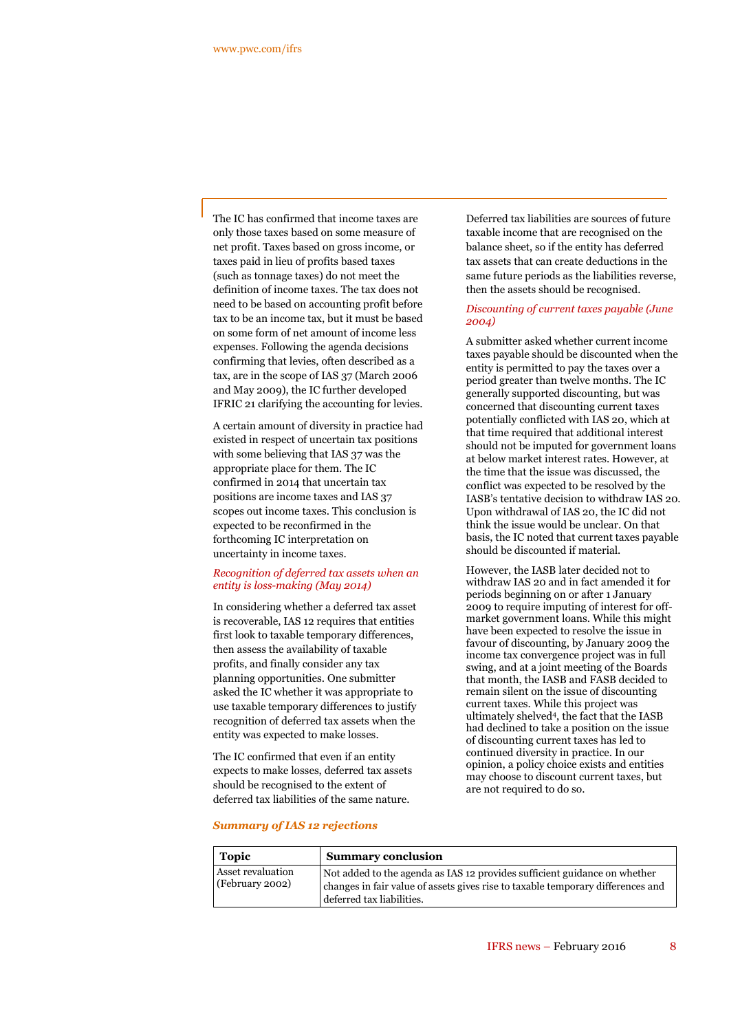The IC has confirmed that income taxes are only those taxes based on some measure of net profit. Taxes based on gross income, or taxes paid in lieu of profits based taxes (such as tonnage taxes) do not meet the definition of income taxes. The tax does not need to be based on accounting profit before tax to be an income tax, but it must be based on some form of net amount of income less expenses. Following the agenda decisions confirming that levies, often described as a tax, are in the scope of IAS 37 (March 2006 and May 2009), the IC further developed IFRIC 21 clarifying the accounting for levies.

A certain amount of diversity in practice had existed in respect of uncertain tax positions with some believing that IAS 37 was the appropriate place for them. The IC confirmed in 2014 that uncertain tax positions are income taxes and IAS 37 scopes out income taxes. This conclusion is expected to be reconfirmed in the forthcoming IC interpretation on uncertainty in income taxes.

*Recognition of deferred tax assets when an entity is loss-making (May 2014)*

In considering whether a deferred tax asset is recoverable, IAS 12 requires that entities first look to taxable temporary differences, then assess the availability of taxable profits, and finally consider any tax planning opportunities. One submitter asked the IC whether it was appropriate to use taxable temporary differences to justify recognition of deferred tax assets when the entity was expected to make losses.

The IC confirmed that even if an entity expects to make losses, deferred tax assets should be recognised to the extent of deferred tax liabilities of the same nature. Deferred tax liabilities are sources of future taxable income that are recognised on the balance sheet, so if the entity has deferred tax assets that can create deductions in the same future periods as the liabilities reverse, then the assets should be recognised.

*Discounting of current taxes payable (June 2004)*

A submitter asked whether current income taxes payable should be discounted when the entity is permitted to pay the taxes over a period greater than twelve months. The IC generally supported discounting, but was concerned that discounting current taxes potentially conflicted with IAS 20, which at that time required that additional interest should not be imputed for government loans at below market interest rates. However, at the time that the issue was discussed, the conflict was expected to be resolved by the IASB's tentative decision to withdraw IAS 20. Upon withdrawal of IAS 20, the IC did not think the issue would be unclear. On that basis, the IC noted that current taxes payable should be discounted if material.

However, the IASB later decided not to withdraw IAS 20 and in fact amended it for periods beginning on or after 1 January 2009 to require imputing of interest for off-market government loans. While this might have been expected to resolve the issue in favour of discounting, by January 2009 the income tax convergence project was in full swing, and at a joint meeting of the Boards that month, the IASB and FASB decided to remain silent on the issue of discounting current taxes. While this project was ultimately shelved[4], the fact that the IASB had declined to take a position on the issue of discounting current taxes has led to continued diversity in practice. In our opinion, a policy choice exists and entities may choose to discount current taxes, but are not required to do so.

***Summary of IAS 12 rejections***

| Topic | Summary conclusion |
| --- | --- |
| Asset revaluation (February 2002) | Not added to the agenda as IAS 12 provides sufficient guidance on whether changes in fair value of assets gives rise to taxable temporary differences and deferred tax liabilities. |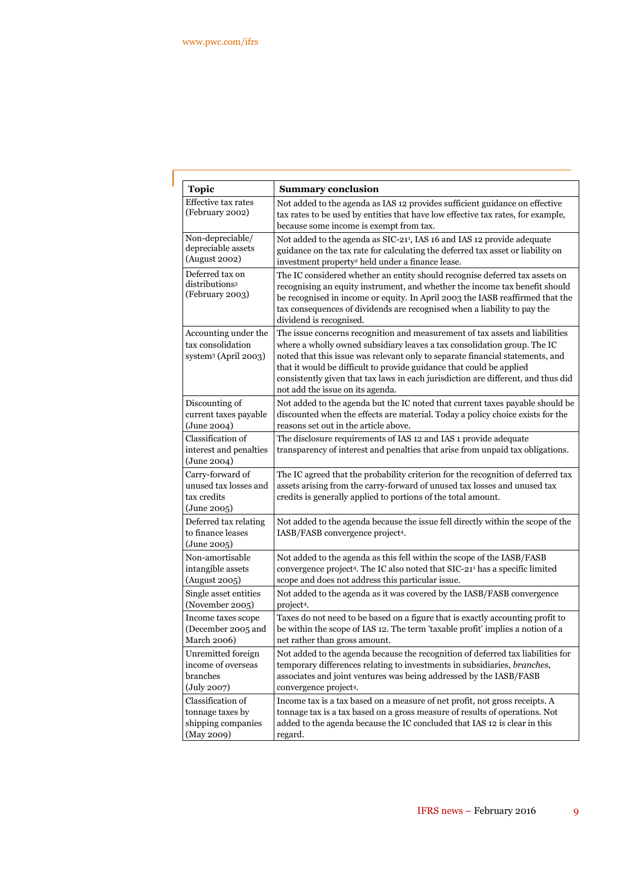| Topic | Summary conclusion |
|---|---|
| Effective tax rates (February 2002) | Not added to the agenda as IAS 12 provides sufficient guidance on effective tax rates to be used by entities that have low effective tax rates, for example, because some income is exempt from tax. |
| Non-depreciable/ depreciable assets (August 2002) | Not added to the agenda as SIC-21[1], IAS 16 and IAS 12 provide adequate guidance on the tax rate for calculating the deferred tax asset or liability on investment property[2] held under a finance lease. |
| Deferred tax on distributions[3] (February 2003) | The IC considered whether an entity should recognise deferred tax assets on recognising an equity instrument, and whether the income tax benefit should be recognised in income or equity. In April 2003 the IASB reaffirmed that the tax consequences of dividends are recognised when a liability to pay the dividend is recognised. |
| Accounting under the tax consolidation system[3] (April 2003) | The issue concerns recognition and measurement of tax assets and liabilities where a wholly owned subsidiary leaves a tax consolidation group. The IC noted that this issue was relevant only to separate financial statements, and that it would be difficult to provide guidance that could be applied consistently given that tax laws in each jurisdiction are different, and thus did not add the issue on its agenda. |
| Discounting of current taxes payable (June 2004) | Not added to the agenda but the IC noted that current taxes payable should be discounted when the effects are material. Today a policy choice exists for the reasons set out in the article above. |
| Classification of interest and penalties (June 2004) | The disclosure requirements of IAS 12 and IAS 1 provide adequate transparency of interest and penalties that arise from unpaid tax obligations. |
| Carry-forward of unused tax losses and tax credits (June 2005) | The IC agreed that the probability criterion for the recognition of deferred tax assets arising from the carry-forward of unused tax losses and unused tax credits is generally applied to portions of the total amount. |
| Deferred tax relating to finance leases (June 2005) | Not added to the agenda because the issue fell directly within the scope of the IASB/FASB convergence project[4]. |
| Non-amortisable intangible assets (August 2005) | Not added to the agenda as this fell within the scope of the IASB/FASB convergence project[4]. The IC also noted that SIC-21[1] has a specific limited scope and does not address this particular issue. |
| Single asset entities (November 2005) | Not added to the agenda as it was covered by the IASB/FASB convergence project[4]. |
| Income taxes scope (December 2005 and March 2006) | Taxes do not need to be based on a figure that is exactly accounting profit to be within the scope of IAS 12. The term 'taxable profit' implies a notion of a net rather than gross amount. |
| Unremitted foreign income of overseas branches (July 2007) | Not added to the agenda because the recognition of deferred tax liabilities for temporary differences relating to investments in subsidiaries, *branches*, associates and joint ventures was being addressed by the IASB/FASB convergence project[4]. |
| Classification of tonnage taxes by shipping companies (May 2009) | Income tax is a tax based on a measure of net profit, not gross receipts. A tonnage tax is a tax based on a gross measure of results of operations. Not added to the agenda because the IC concluded that IAS 12 is clear in this regard. |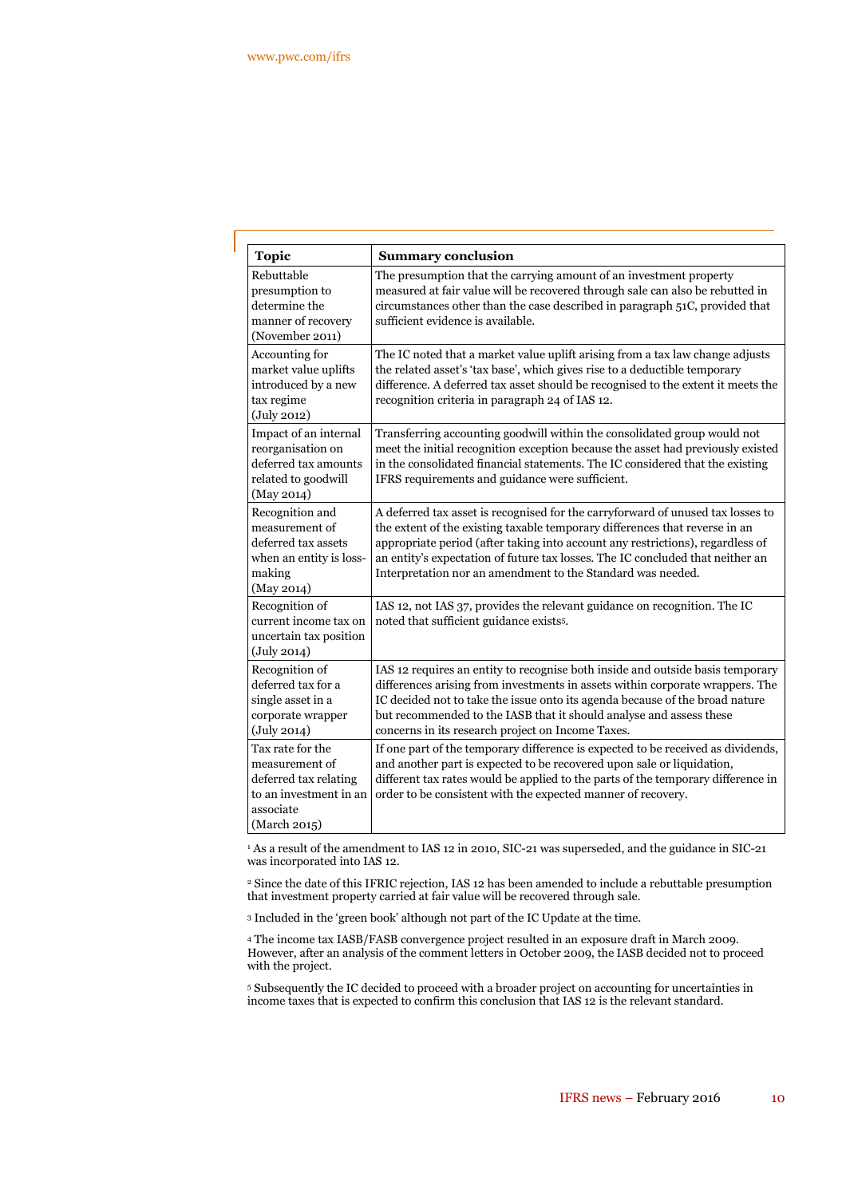| Topic | Summary conclusion |
|---|---|
| Rebuttable presumption to determine the manner of recovery (November 2011) | The presumption that the carrying amount of an investment property measured at fair value will be recovered through sale can also be rebutted in circumstances other than the case described in paragraph 51C, provided that sufficient evidence is available. |
| Accounting for market value uplifts introduced by a new tax regime (July 2012) | The IC noted that a market value uplift arising from a tax law change adjusts the related asset's 'tax base', which gives rise to a deductible temporary difference. A deferred tax asset should be recognised to the extent it meets the recognition criteria in paragraph 24 of IAS 12. |
| Impact of an internal reorganisation on deferred tax amounts related to goodwill (May 2014) | Transferring accounting goodwill within the consolidated group would not meet the initial recognition exception because the asset had previously existed in the consolidated financial statements. The IC considered that the existing IFRS requirements and guidance were sufficient. |
| Recognition and measurement of deferred tax assets when an entity is loss-making (May 2014) | A deferred tax asset is recognised for the carryforward of unused tax losses to the extent of the existing taxable temporary differences that reverse in an appropriate period (after taking into account any restrictions), regardless of an entity's expectation of future tax losses. The IC concluded that neither an Interpretation nor an amendment to the Standard was needed. |
| Recognition of current income tax on uncertain tax position (July 2014) | IAS 12, not IAS 37, provides the relevant guidance on recognition. The IC noted that sufficient guidance exists[5]. |
| Recognition of deferred tax for a single asset in a corporate wrapper (July 2014) | IAS 12 requires an entity to recognise both inside and outside basis temporary differences arising from investments in assets within corporate wrappers. The IC decided not to take the issue onto its agenda because of the broad nature but recommended to the IASB that it should analyse and assess these concerns in its research project on Income Taxes. |
| Tax rate for the measurement of deferred tax relating to an investment in an associate (March 2015) | If one part of the temporary difference is expected to be received as dividends, and another part is expected to be recovered upon sale or liquidation, different tax rates would be applied to the parts of the temporary difference in order to be consistent with the expected manner of recovery. |

[1] As a result of the amendment to IAS 12 in 2010, SIC-21 was superseded, and the guidance in SIC-21 was incorporated into IAS 12.

[2] Since the date of this IFRIC rejection, IAS 12 has been amended to include a rebuttable presumption that investment property carried at fair value will be recovered through sale.

[3] Included in the 'green book' although not part of the IC Update at the time.

[4] The income tax IASB/FASB convergence project resulted in an exposure draft in March 2009. However, after an analysis of the comment letters in October 2009, the IASB decided not to proceed with the project.

[5] Subsequently the IC decided to proceed with a broader project on accounting for uncertainties in income taxes that is expected to confirm this conclusion that IAS 12 is the relevant standard.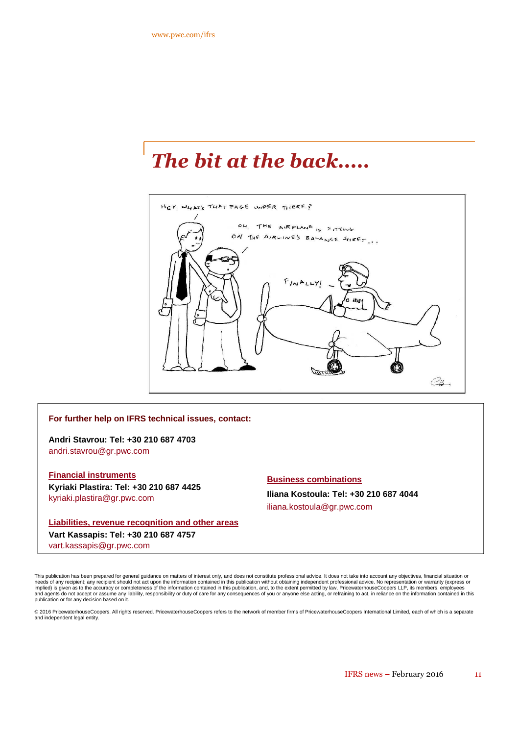# *The bit at the back.....*

**For further help on IFRS technical issues, contact:**

**Andri Stavrou: Tel: +30 210 687 4703**
andri.stavrou@gr.pwc.com

**Financial instruments**
**Kyriaki Plastira: Tel: +30 210 687 4425**
kyriaki.plastira@gr.pwc.com

**Liabilities, revenue recognition and other areas**
**Vart Kassapis: Tel: +30 210 687 4757**
vart.kassapis@gr.pwc.com

**Business combinations**
**Iliana Kostoula: Tel: +30 210 687 4044**
iliana.kostoula@gr.pwc.com

This publication has been prepared for general guidance on matters of interest only, and does not constitute professional advice. It does not take into account any objectives, financial situation or needs of any recipient; any recipient should not act upon the information contained in this publication without obtaining independent professional advice. No representation or warranty (express or implied) is given as to the accuracy or completeness of the information contained in this publication, and, to the extent permitted by law, PricewaterhouseCoopers LLP, its members, employees and agents do not accept or assume any liability, responsibility or duty of care for any consequences of you or anyone else acting, or refraining to act, in reliance on the information contained in this publication or for any decision based on it.

© 2016 PricewaterhouseCoopers. All rights reserved. PricewaterhouseCoopers refers to the network of member firms of PricewaterhouseCoopers International Limited, each of which is a separate and independent legal entity.